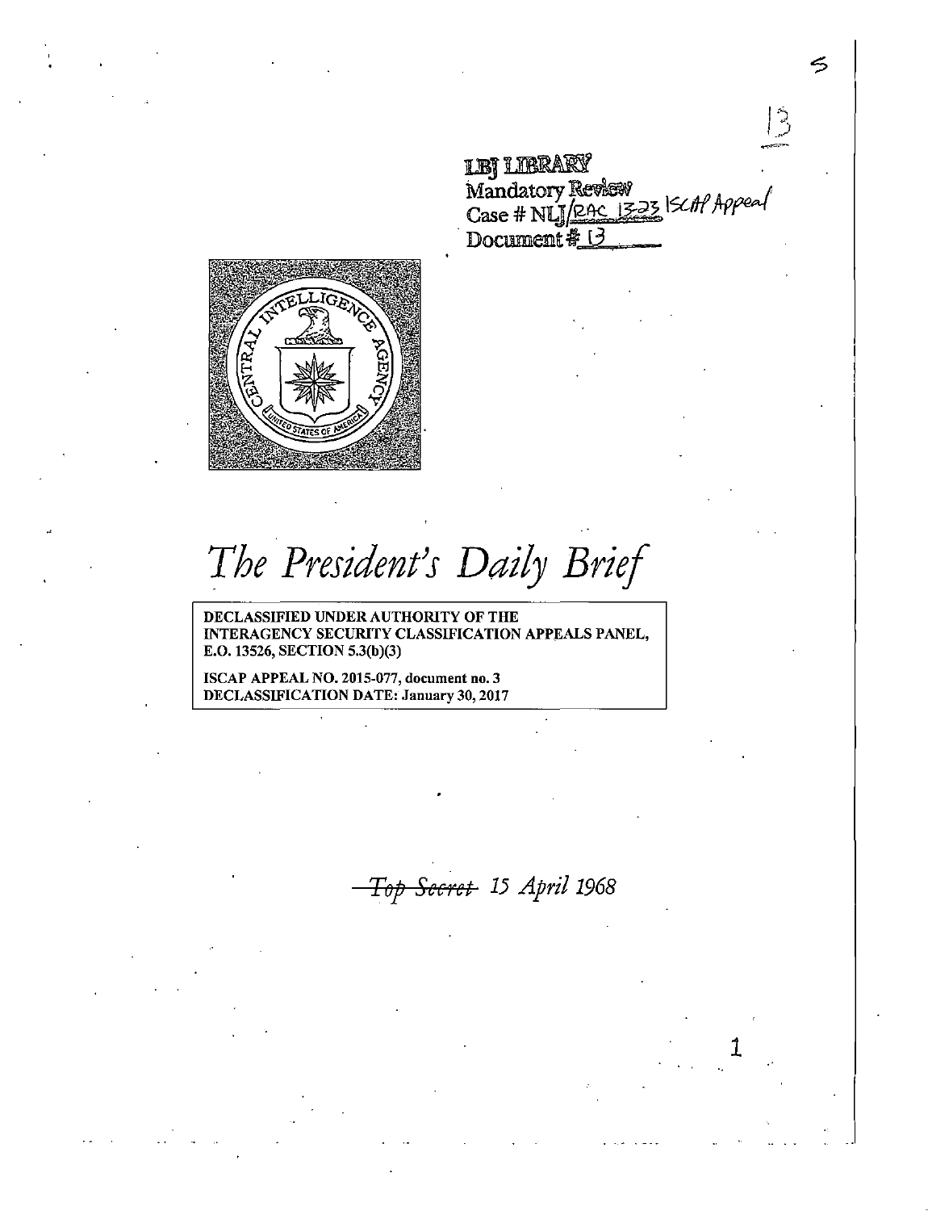LBJ LIBRARY
Mandatory Review
Case # NLJ/RAC 13-23 ISCAP Appeal
Document # 13

# *The President's Daily Brief*

**DECLASSIFIED UNDER AUTHORITY OF THE INTERAGENCY SECURITY CLASSIFICATION APPEALS PANEL, E.O. 13526, SECTION 5.3(b)(3)**

**ISCAP APPEAL NO. 2015-077, document no. 3**
**DECLASSIFICATION DATE: January 30, 2017**

*~~Top Secret~~ 15 April 1968*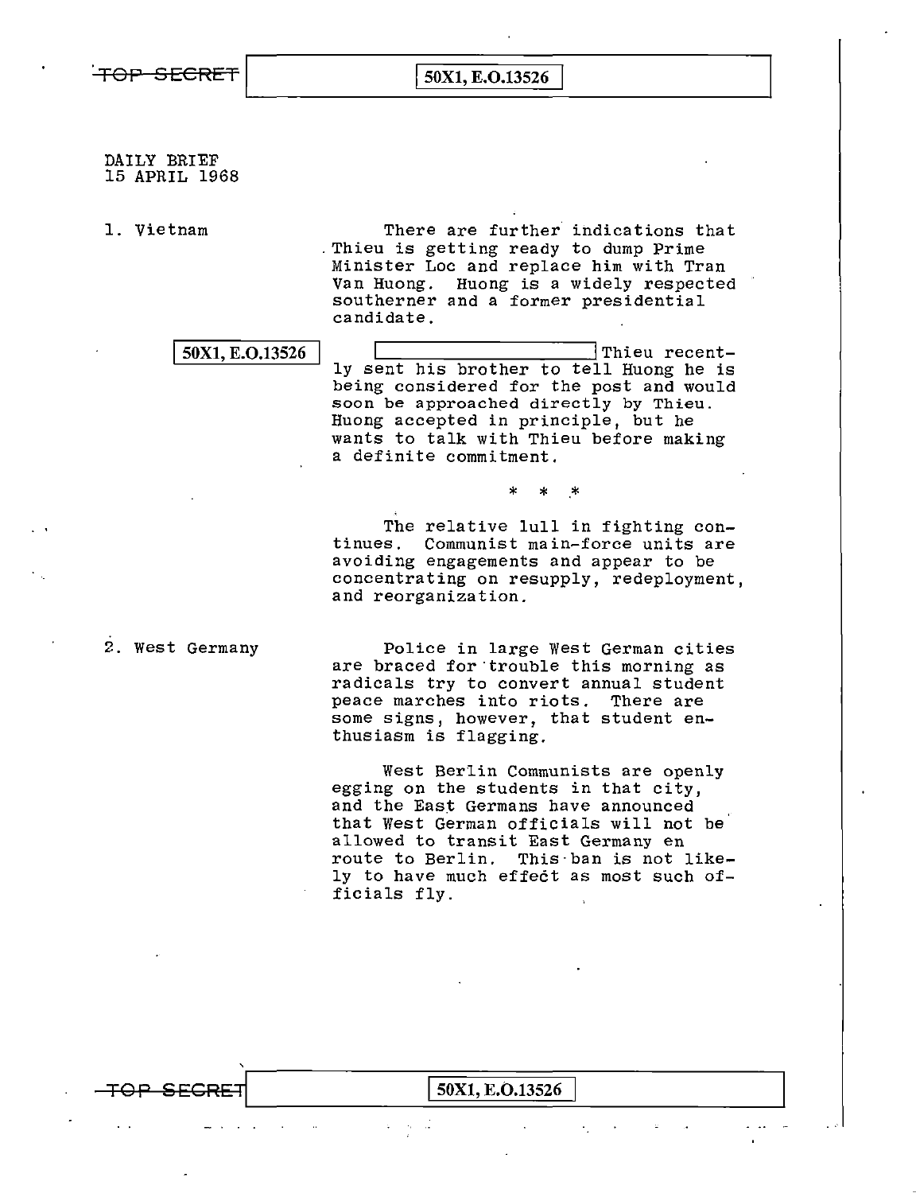TOP SECRET 50X1, E.O.13526

DAILY BRIEF
15 APRIL 1968

**1. Vietnam**

There are further indications that Thieu is getting ready to dump Prime Minister Loc and replace him with Tran Van Huong. Huong is a widely respected southerner and a former presidential candidate.

50X1, E.O.13526

[redacted] Thieu recently sent his brother to tell Huong he is being considered for the post and would soon be approached directly by Thieu. Huong accepted in principle, but he wants to talk with Thieu before making a definite commitment.

\* \* \*

The relative lull in fighting continues. Communist main-force units are avoiding engagements and appear to be concentrating on resupply, redeployment, and reorganization.

**2. West Germany**

Police in large West German cities are braced for trouble this morning as radicals try to convert annual student peace marches into riots. There are some signs, however, that student enthusiasm is flagging.

West Berlin Communists are openly egging on the students in that city, and the East Germans have announced that West German officials will not be allowed to transit East Germany en route to Berlin. This ban is not likely to have much effect as most such officials fly.

TOP SECRET 50X1, E.O.13526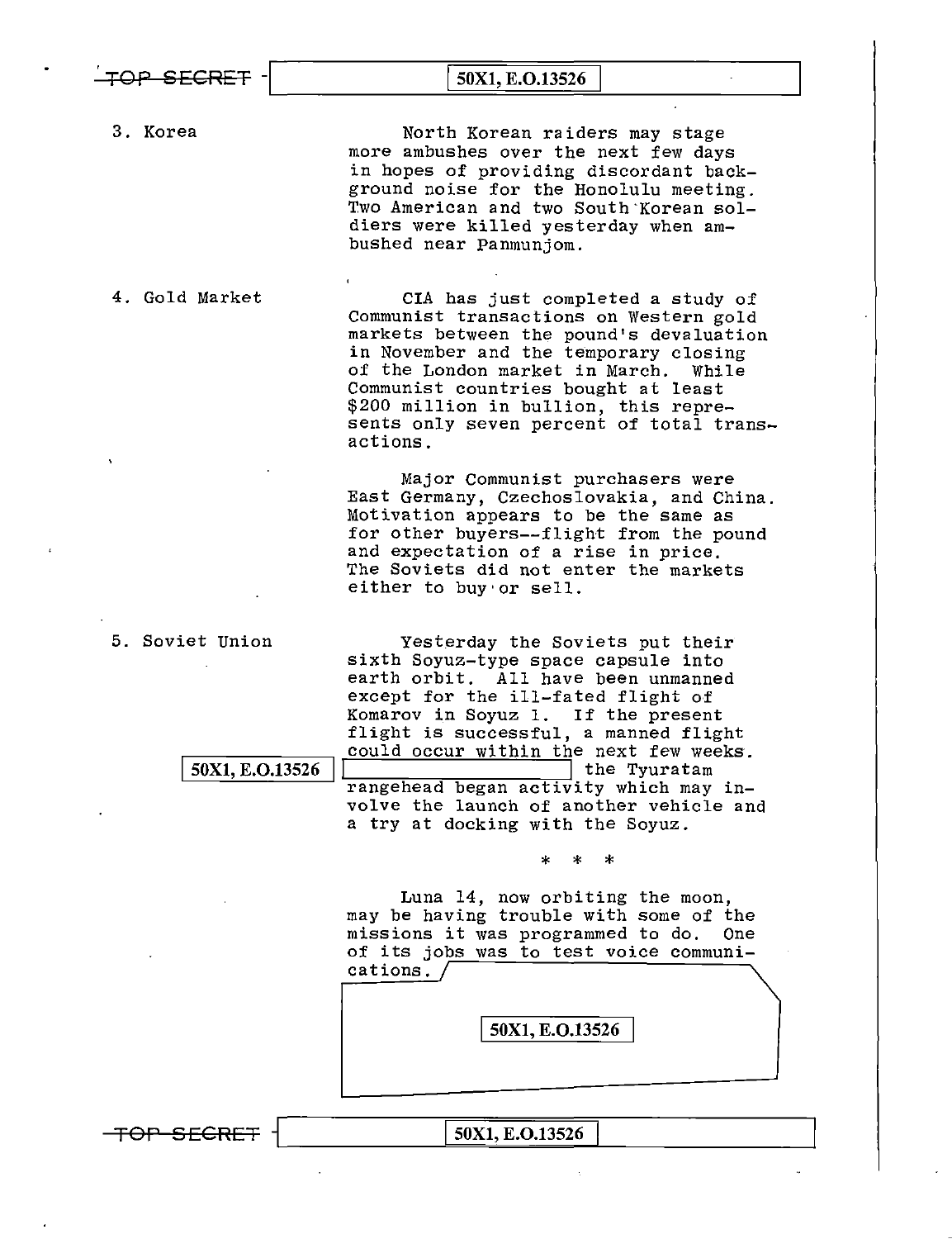3. Korea

North Korean raiders may stage more ambushes over the next few days in hopes of providing discordant background noise for the Honolulu meeting. Two American and two South Korean soldiers were killed yesterday when ambushed near Panmunjom.

4. Gold Market

CIA has just completed a study of Communist transactions on Western gold markets between the pound's devaluation in November and the temporary closing of the London market in March. While Communist countries bought at least $200 million in bullion, this represents only seven percent of total transactions.

Major Communist purchasers were East Germany, Czechoslovakia, and China. Motivation appears to be the same as for other buyers--flight from the pound and expectation of a rise in price. The Soviets did not enter the markets either to buy or sell.

5. Soviet Union

Yesterday the Soviets put their sixth Soyuz-type space capsule into earth orbit. All have been unmanned except for the ill-fated flight of Komarov in Soyuz 1. If the present flight is successful, a manned flight could occur within the next few weeks. [50X1, E.O.13526] the Tyuratam rangehead began activity which may involve the launch of another vehicle and a try at docking with the Soyuz.

* * *

Luna 14, now orbiting the moon, may be having trouble with some of the missions it was programmed to do. One of its jobs was to test voice communications.

[50X1, E.O.13526]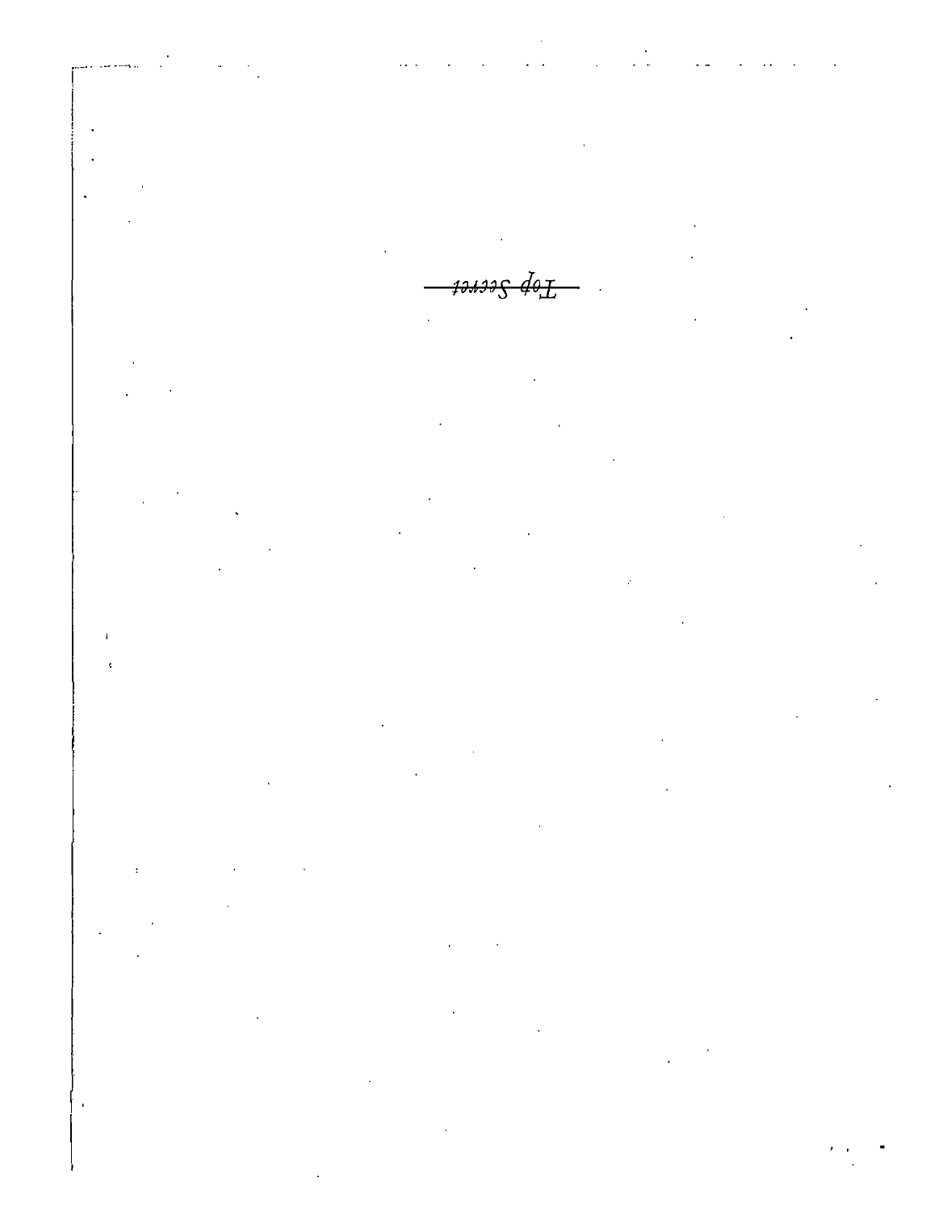~~Top Secret~~